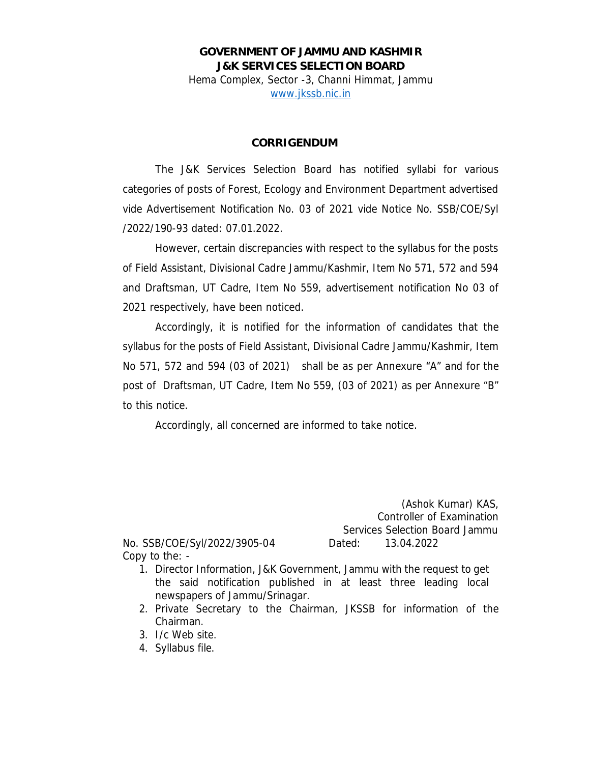**GOVERNMENT OF JAMMU AND KASHMIR**
**J&K SERVICES SELECTION BOARD**
Hema Complex, Sector -3, Channi Himmat, Jammu
www.jkssb.nic.in

## CORRIGENDUM

The J&K Services Selection Board has notified syllabi for various categories of posts of Forest, Ecology and Environment Department advertised vide Advertisement Notification No. 03 of 2021 vide Notice No. SSB/COE/Syl /2022/190-93 dated: 07.01.2022.

However, certain discrepancies with respect to the syllabus for the posts of Field Assistant, Divisional Cadre Jammu/Kashmir, Item No 571, 572 and 594 and Draftsman, UT Cadre, Item No 559, advertisement notification No 03 of 2021 respectively, have been noticed.

Accordingly, it is notified for the information of candidates that the syllabus for the posts of Field Assistant, Divisional Cadre Jammu/Kashmir, Item No 571, 572 and 594 (03 of 2021) shall be as per Annexure "A" and for the post of Draftsman, UT Cadre, Item No 559, (03 of 2021) as per Annexure "B" to this notice.

Accordingly, all concerned are informed to take notice.

(Ashok Kumar) KAS,
Controller of Examination
Services Selection Board Jammu

No. SSB/COE/Syl/2022/3905-04 Dated: 13.04.2022

Copy to the: -

1. Director Information, J&K Government, Jammu with the request to get the said notification published in at least three leading local newspapers of Jammu/Srinagar.
2. Private Secretary to the Chairman, JKSSB for information of the Chairman.
3. I/c Web site.
4. Syllabus file.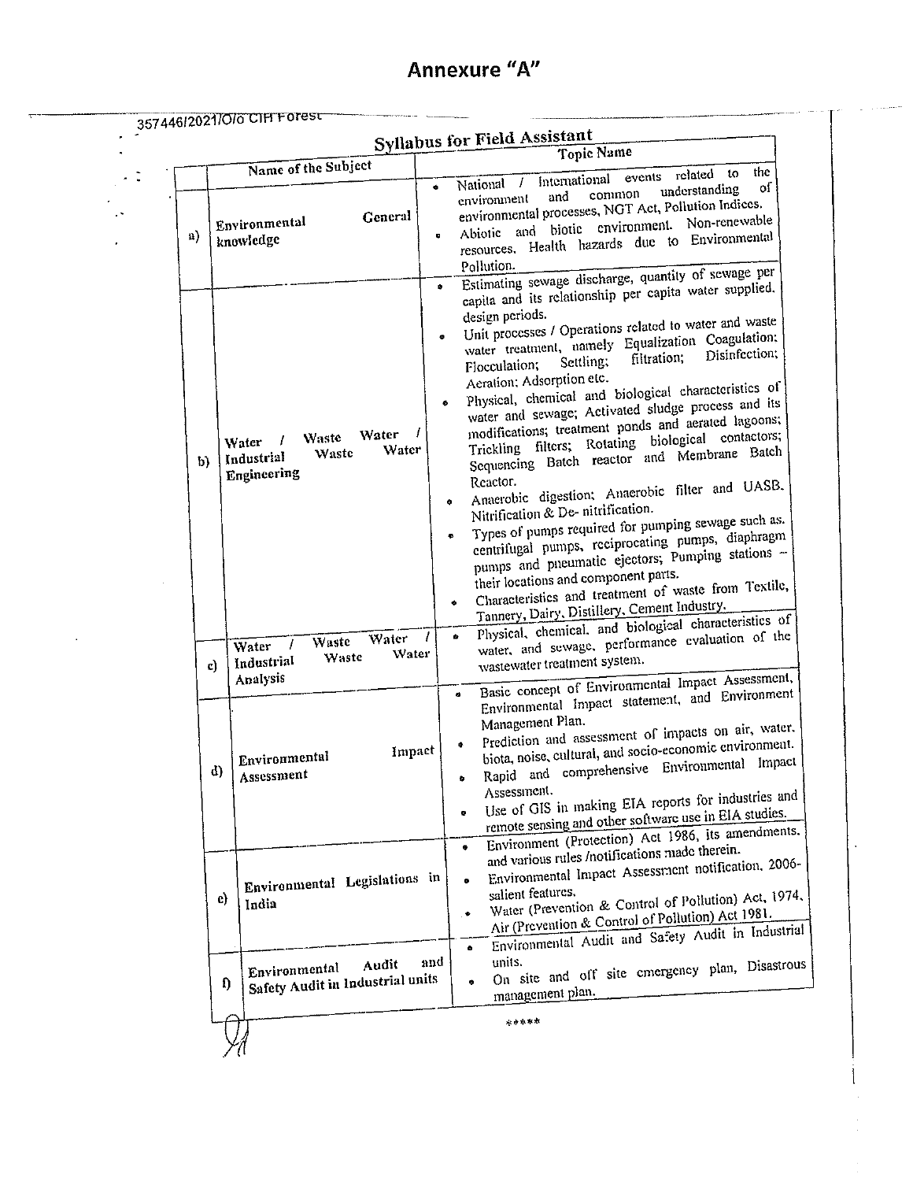# Annexure "A"

357446/2021/O/o CIH Forest

## Syllabus for Field Assistant

| | Name of the Subject | Topic Name |
|---|---|---|
| a) | Environmental General knowledge | • National / International events related to the environment and common understanding of environmental processes, NGT Act, Pollution Indices.<br>• Abiotic and biotic environment. Non-renewable resources. Health hazards due to Environmental Pollution. |
| b) | Water / Waste Water / Industrial Waste Water Engineering | • Estimating sewage discharge, quantity of sewage per capita and its relationship per capita water supplied, design periods.<br>• Unit processes / Operations related to water and waste water treatment, namely Equalization Coagulation; Flocculation; Settling; filtration; Disinfection; Aeration; Adsorption etc.<br>• Physical, chemical and biological characteristics of water and sewage; Activated sludge process and its modifications; treatment ponds and aerated lagoons; Trickling filters; Rotating biological contactors; Sequencing Batch reactor and Membrane Batch Reactor.<br>• Anaerobic digestion; Anaerobic filter and UASB. Nitrification & De- nitrification.<br>• Types of pumps required for pumping sewage such as. centrifugal pumps, reciprocating pumps, diaphragm pumps and pneumatic ejectors; Pumping stations – their locations and component parts.<br>• Characteristics and treatment of waste from Textile, Tannery, Dairy, Distillery, Cement Industry. |
| c) | Water / Waste Water / Industrial Waste Water Analysis | • Physical, chemical, and biological characteristics of water, and sewage, performance evaluation of the wastewater treatment system. |
| d) | Environmental Impact Assessment | • Basic concept of Environmental Impact Assessment, Environmental Impact statement, and Environment Management Plan.<br>• Prediction and assessment of impacts on air, water, biota, noise, cultural, and socio-economic environment.<br>• Rapid and comprehensive Environmental Impact Assessment.<br>• Use of GIS in making EIA reports for industries and remote sensing and other software use in EIA studies. |
| e) | Environmental Legislations in India | • Environment (Protection) Act 1986, its amendments, and various rules /notifications made therein.<br>• Environmental Impact Assessment notification, 2006- salient features.<br>• Water (Prevention & Control of Pollution) Act, 1974, Air (Prevention & Control of Pollution) Act 1981. |
| f) | Environmental Audit and Safety Audit in Industrial units | • Environmental Audit and Safety Audit in Industrial units.<br>• On site and off site emergency plan, Disastrous management plan. |

*****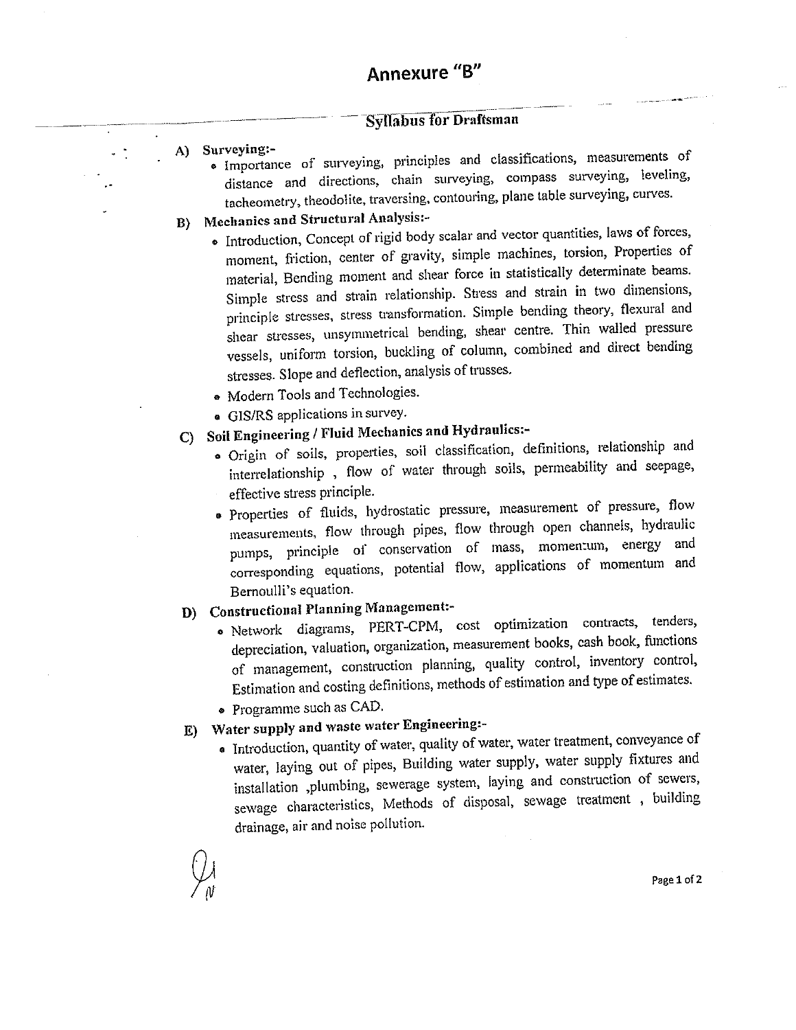# Annexure "B"

## Syllabus for Draftsman

**A) Surveying:-**

- Importance of surveying, principles and classifications, measurements of distance and directions, chain surveying, compass surveying, leveling, tacheometry, theodolite, traversing, contouring, plane table surveying, curves.

**B) Mechanics and Structural Analysis:-**

- Introduction, Concept of rigid body scalar and vector quantities, laws of forces, moment, friction, center of gravity, simple machines, torsion, Properties of material, Bending moment and shear force in statistically determinate beams. Simple stress and strain relationship. Stress and strain in two dimensions, principle stresses, stress transformation. Simple bending theory, flexural and shear stresses, unsymmetrical bending, shear centre. Thin walled pressure vessels, uniform torsion, buckling of column, combined and direct bending stresses. Slope and deflection, analysis of trusses.
- Modern Tools and Technologies.
- GIS/RS applications in survey.

**C) Soil Engineering / Fluid Mechanics and Hydraulics:-**

- Origin of soils, properties, soil classification, definitions, relationship and interrelationship , flow of water through soils, permeability and seepage, effective stress principle.
- Properties of fluids, hydrostatic pressure, measurement of pressure, flow measurements, flow through pipes, flow through open channels, hydraulic pumps, principle of conservation of mass, momentum, energy and corresponding equations, potential flow, applications of momentum and Bernoulli's equation.

**D) Constructional Planning Management:-**

- Network diagrams, PERT-CPM, cost optimization contracts, tenders, depreciation, valuation, organization, measurement books, cash book, functions of management, construction planning, quality control, inventory control, Estimation and costing definitions, methods of estimation and type of estimates.
- Programme such as CAD.

**E) Water supply and waste water Engineering:-**

- Introduction, quantity of water, quality of water, water treatment, conveyance of water, laying out of pipes, Building water supply, water supply fixtures and installation ,plumbing, sewerage system, laying and construction of sewers, sewage characteristics, Methods of disposal, sewage treatment , building drainage, air and noise pollution.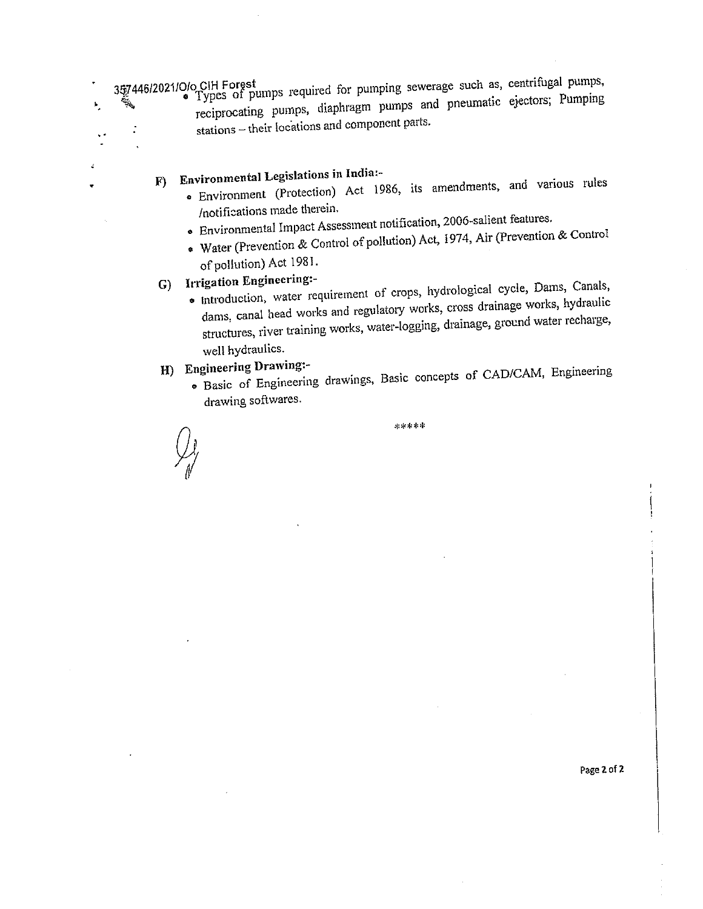357446/2021/O/o CIH Forest

- Types of pumps required for pumping sewerage such as, centrifugal pumps, reciprocating pumps, diaphragm pumps and pneumatic ejectors; Pumping stations – their locations and component parts.

**F) Environmental Legislations in India:-**

- Environment (Protection) Act 1986, its amendments, and various rules /notifications made therein.
- Environmental Impact Assessment notification, 2006-salient features.
- Water (Prevention & Control of pollution) Act, 1974, Air (Prevention & Control of pollution) Act 1981.

**G) Irrigation Engineering:-**

- Introduction, water requirement of crops, hydrological cycle, Dams, Canals, dams, canal head works and regulatory works, cross drainage works, hydraulic structures, river training works, water-logging, drainage, ground water recharge, well hydraulics.

**H) Engineering Drawing:-**

- Basic of Engineering drawings, Basic concepts of CAD/CAM, Engineering drawing softwares.

*****